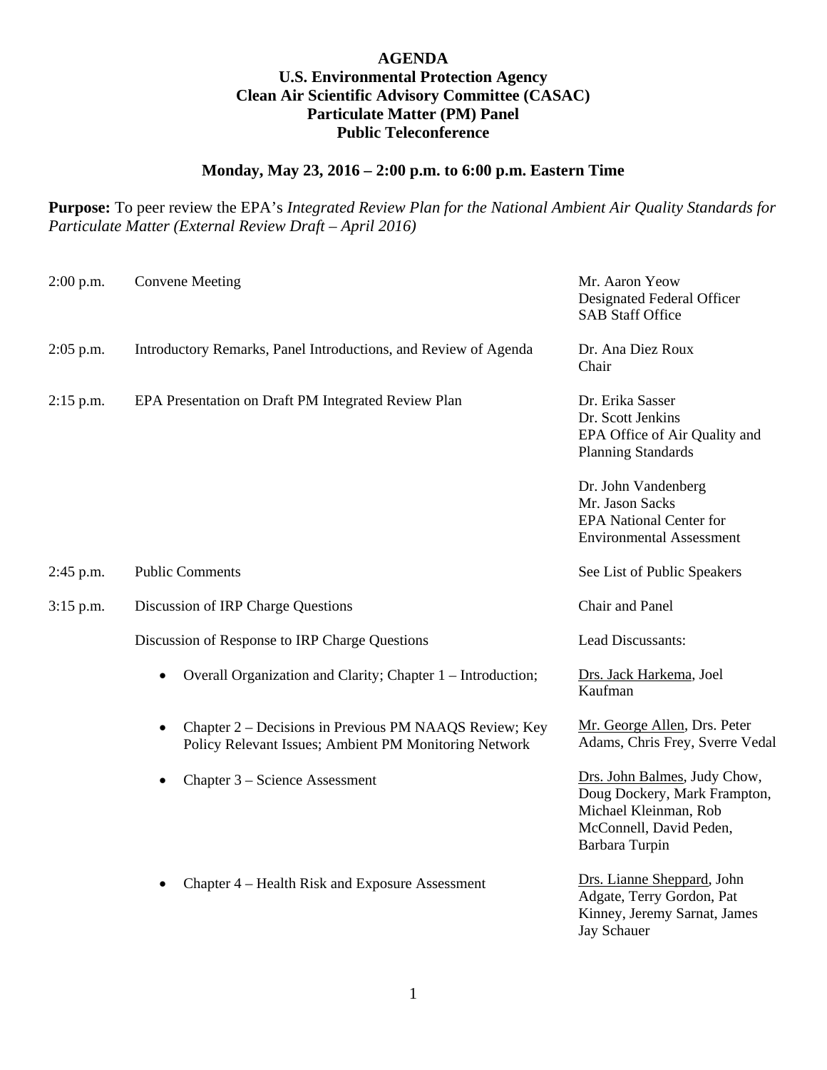**AGENDA**
**U.S. Environmental Protection Agency**
**Clean Air Scientific Advisory Committee (CASAC)**
**Particulate Matter (PM) Panel**
**Public Teleconference**

**Monday, May 23, 2016 – 2:00 p.m. to 6:00 p.m. Eastern Time**

**Purpose:** To peer review the EPA's *Integrated Review Plan for the National Ambient Air Quality Standards for Particulate Matter (External Review Draft – April 2016)*

| | | |
|---|---|---|
| 2:00 p.m. | Convene Meeting | Mr. Aaron Yeow<br>Designated Federal Officer<br>SAB Staff Office |
| 2:05 p.m. | Introductory Remarks, Panel Introductions, and Review of Agenda | Dr. Ana Diez Roux<br>Chair |
| 2:15 p.m. | EPA Presentation on Draft PM Integrated Review Plan | Dr. Erika Sasser<br>Dr. Scott Jenkins<br>EPA Office of Air Quality and Planning Standards<br><br>Dr. John Vandenberg<br>Mr. Jason Sacks<br>EPA National Center for Environmental Assessment |
| 2:45 p.m. | Public Comments | See List of Public Speakers |
| 3:15 p.m. | Discussion of IRP Charge Questions | Chair and Panel |
| | Discussion of Response to IRP Charge Questions | Lead Discussants: |
| | • Overall Organization and Clarity; Chapter 1 – Introduction; | <u>Drs. Jack Harkema</u>, Joel Kaufman |
| | • Chapter 2 – Decisions in Previous PM NAAQS Review; Key Policy Relevant Issues; Ambient PM Monitoring Network | <u>Mr. George Allen</u>, Drs. Peter Adams, Chris Frey, Sverre Vedal |
| | • Chapter 3 – Science Assessment | <u>Drs. John Balmes</u>, Judy Chow, Doug Dockery, Mark Frampton, Michael Kleinman, Rob McConnell, David Peden, Barbara Turpin |
| | • Chapter 4 – Health Risk and Exposure Assessment | <u>Drs. Lianne Sheppard</u>, John Adgate, Terry Gordon, Pat Kinney, Jeremy Sarnat, James Jay Schauer |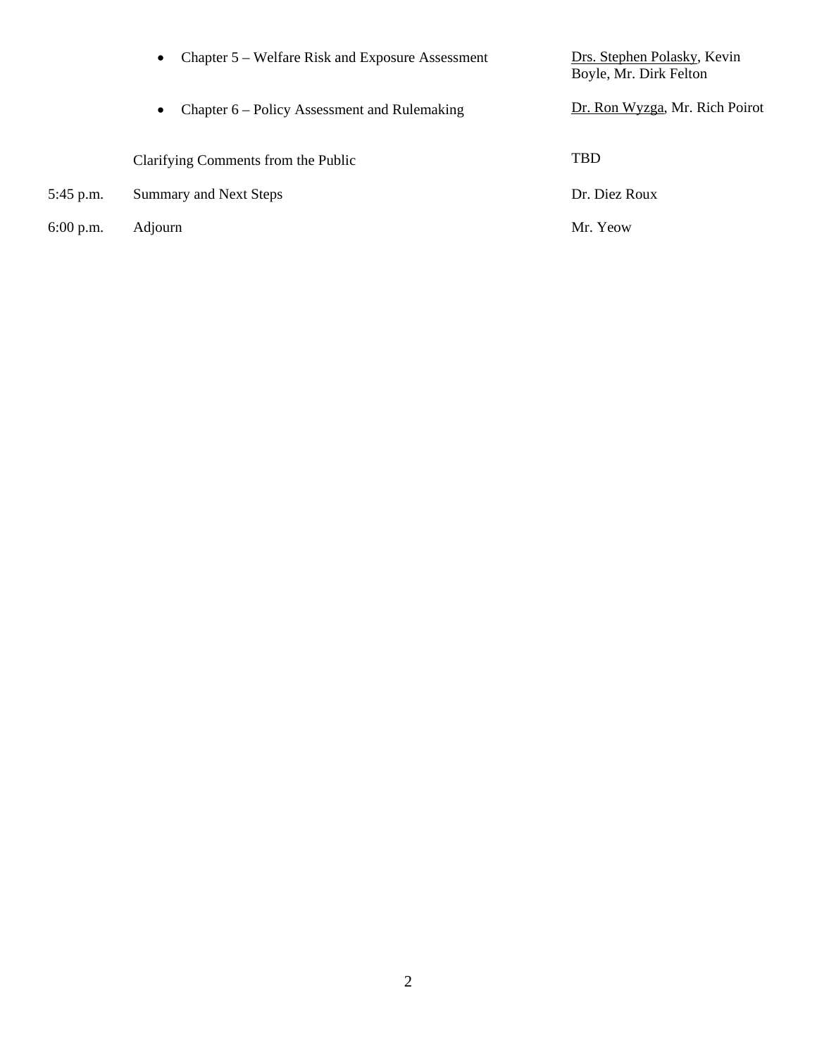| | | |
|---|---|---|
| | • Chapter 5 – Welfare Risk and Exposure Assessment | Drs. Stephen Polasky, Kevin Boyle, Mr. Dirk Felton |
| | • Chapter 6 – Policy Assessment and Rulemaking | Dr. Ron Wyzga, Mr. Rich Poirot |
| | Clarifying Comments from the Public | TBD |
| 5:45 p.m. | Summary and Next Steps | Dr. Diez Roux |
| 6:00 p.m. | Adjourn | Mr. Yeow |